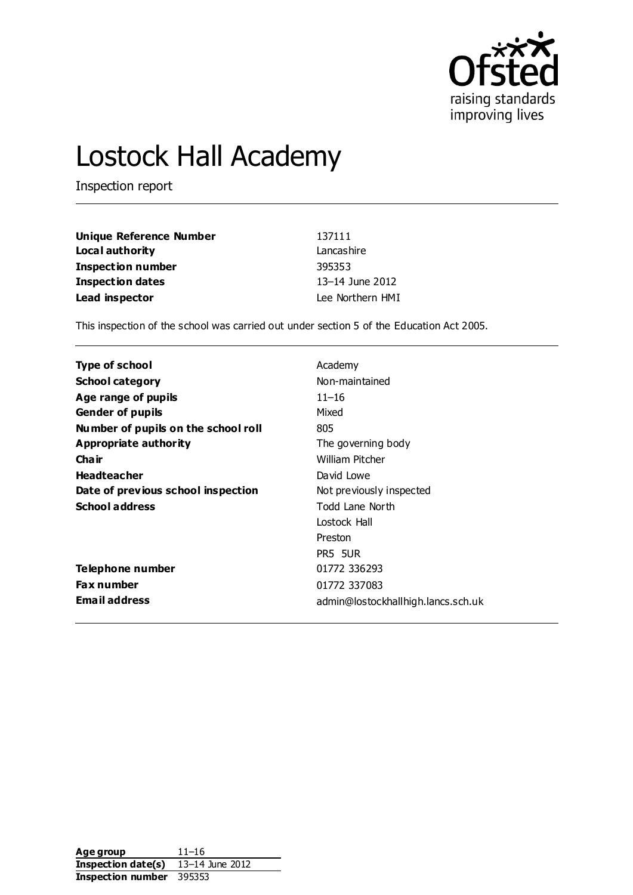# Lostock Hall Academy

Inspection report

| | |
|---|---|
| **Unique Reference Number** | 137111 |
| **Local authority** | Lancashire |
| **Inspection number** | 395353 |
| **Inspection dates** | 13–14 June 2012 |
| **Lead inspector** | Lee Northern HMI |

This inspection of the school was carried out under section 5 of the Education Act 2005.

| | |
|---|---|
| **Type of school** | Academy |
| **School category** | Non-maintained |
| **Age range of pupils** | 11–16 |
| **Gender of pupils** | Mixed |
| **Number of pupils on the school roll** | 805 |
| **Appropriate authority** | The governing body |
| **Chair** | William Pitcher |
| **Headteacher** | David Lowe |
| **Date of previous school inspection** | Not previously inspected |
| **School address** | Todd Lane North<br>Lostock Hall<br>Preston<br>PR5 5UR |
| **Telephone number** | 01772 336293 |
| **Fax number** | 01772 337083 |
| **Email address** | admin@lostockhallhigh.lancs.sch.uk |

| | |
|---|---|
| **Age group** | 11–16 |
| **Inspection date(s)** | 13–14 June 2012 |
| **Inspection number** | 395353 |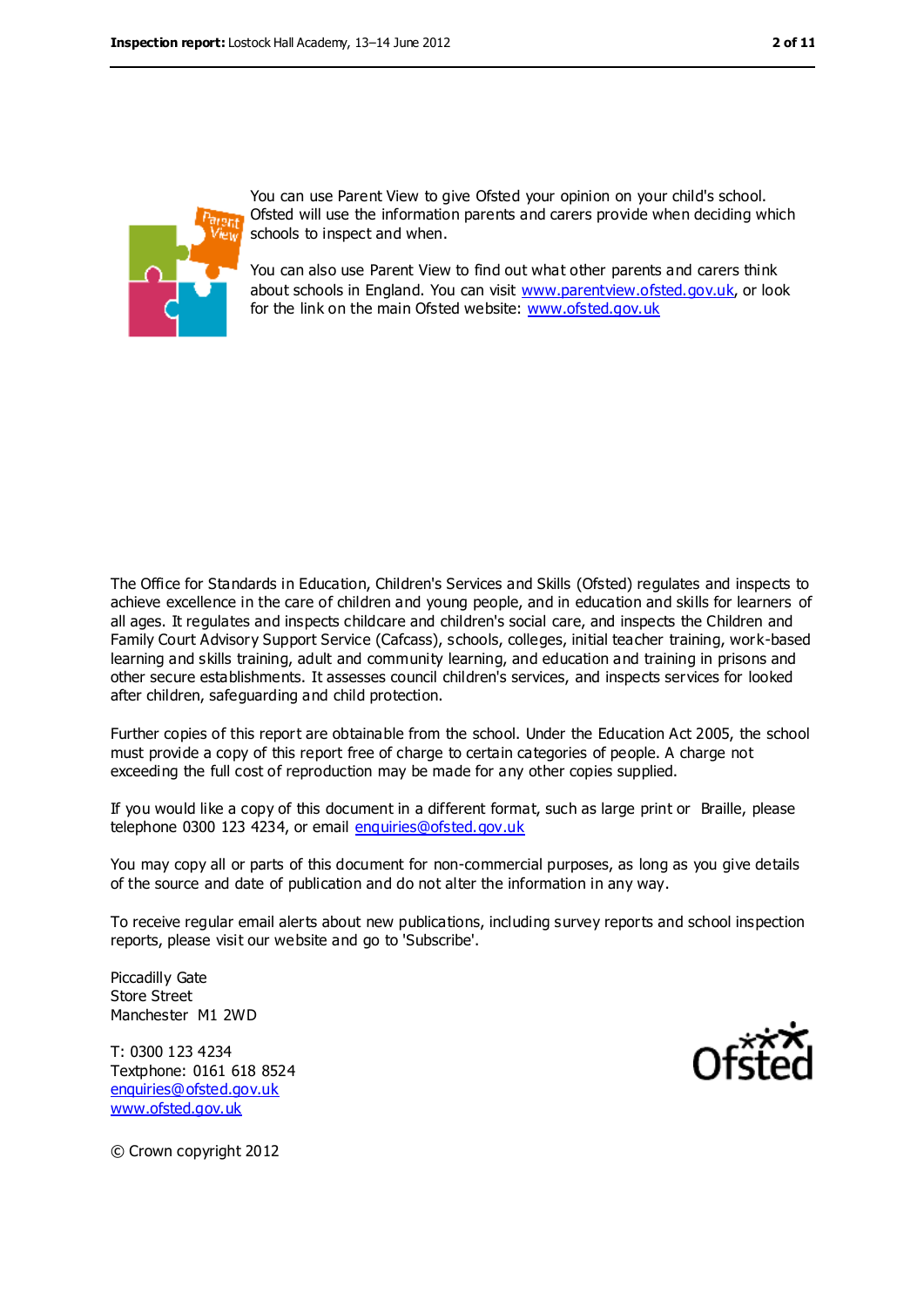You can use Parent View to give Ofsted your opinion on your child's school. Ofsted will use the information parents and carers provide when deciding which schools to inspect and when.

You can also use Parent View to find out what other parents and carers think about schools in England. You can visit www.parentview.ofsted.gov.uk, or look for the link on the main Ofsted website: www.ofsted.gov.uk

The Office for Standards in Education, Children's Services and Skills (Ofsted) regulates and inspects to achieve excellence in the care of children and young people, and in education and skills for learners of all ages. It regulates and inspects childcare and children's social care, and inspects the Children and Family Court Advisory Support Service (Cafcass), schools, colleges, initial teacher training, work-based learning and skills training, adult and community learning, and education and training in prisons and other secure establishments. It assesses council children's services, and inspects services for looked after children, safeguarding and child protection.

Further copies of this report are obtainable from the school. Under the Education Act 2005, the school must provide a copy of this report free of charge to certain categories of people. A charge not exceeding the full cost of reproduction may be made for any other copies supplied.

If you would like a copy of this document in a different format, such as large print or Braille, please telephone 0300 123 4234, or email enquiries@ofsted.gov.uk

You may copy all or parts of this document for non-commercial purposes, as long as you give details of the source and date of publication and do not alter the information in any way.

To receive regular email alerts about new publications, including survey reports and school inspection reports, please visit our website and go to 'Subscribe'.

Piccadilly Gate
Store Street
Manchester M1 2WD

T: 0300 123 4234
Textphone: 0161 618 8524
enquiries@ofsted.gov.uk
www.ofsted.gov.uk

© Crown copyright 2012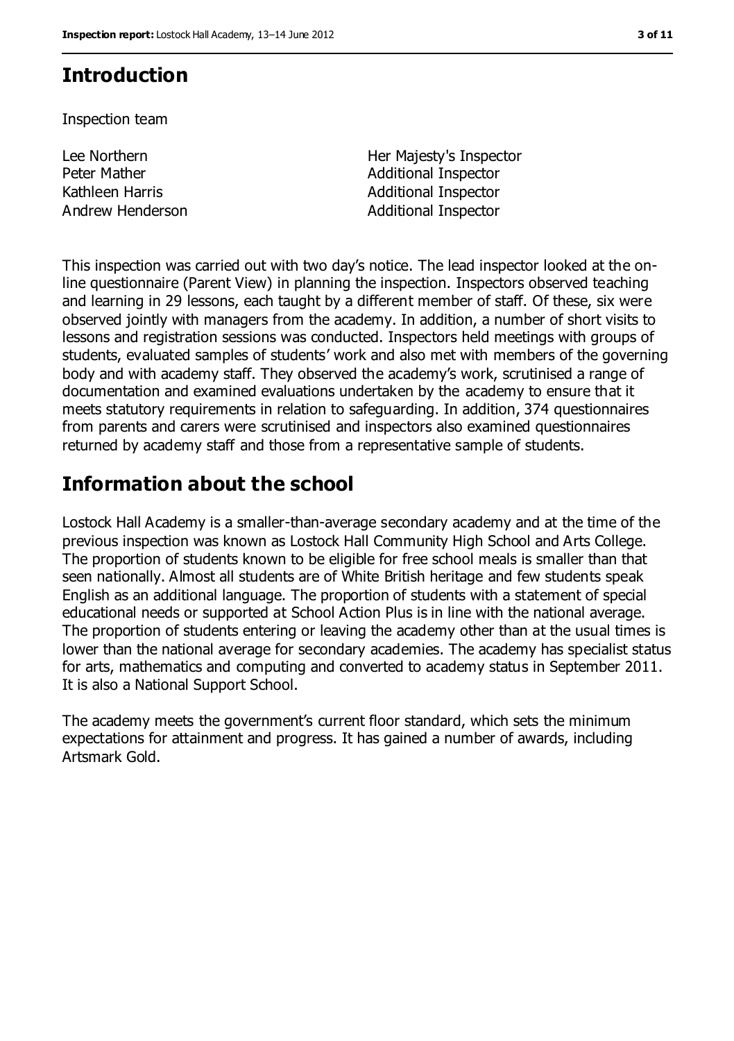# Introduction

Inspection team

| | |
|---|---|
| Lee Northern | Her Majesty's Inspector |
| Peter Mather | Additional Inspector |
| Kathleen Harris | Additional Inspector |
| Andrew Henderson | Additional Inspector |

This inspection was carried out with two day's notice. The lead inspector looked at the on-line questionnaire (Parent View) in planning the inspection. Inspectors observed teaching and learning in 29 lessons, each taught by a different member of staff. Of these, six were observed jointly with managers from the academy. In addition, a number of short visits to lessons and registration sessions was conducted. Inspectors held meetings with groups of students, evaluated samples of students' work and also met with members of the governing body and with academy staff. They observed the academy's work, scrutinised a range of documentation and examined evaluations undertaken by the academy to ensure that it meets statutory requirements in relation to safeguarding. In addition, 374 questionnaires from parents and carers were scrutinised and inspectors also examined questionnaires returned by academy staff and those from a representative sample of students.

# Information about the school

Lostock Hall Academy is a smaller-than-average secondary academy and at the time of the previous inspection was known as Lostock Hall Community High School and Arts College. The proportion of students known to be eligible for free school meals is smaller than that seen nationally. Almost all students are of White British heritage and few students speak English as an additional language. The proportion of students with a statement of special educational needs or supported at School Action Plus is in line with the national average. The proportion of students entering or leaving the academy other than at the usual times is lower than the national average for secondary academies. The academy has specialist status for arts, mathematics and computing and converted to academy status in September 2011. It is also a National Support School.

The academy meets the government's current floor standard, which sets the minimum expectations for attainment and progress. It has gained a number of awards, including Artsmark Gold.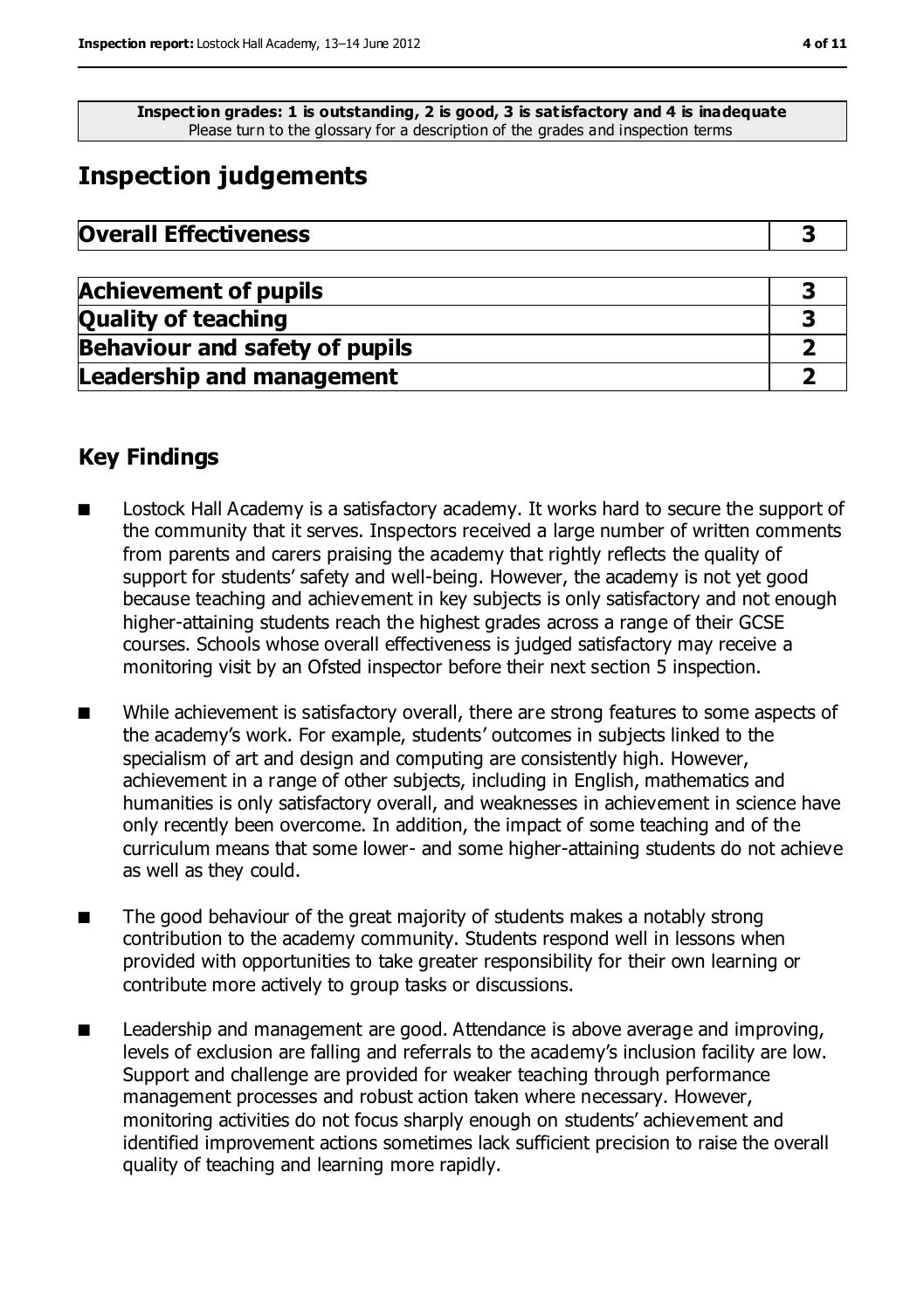**Inspection grades: 1 is outstanding, 2 is good, 3 is satisfactory and 4 is inadequate**
Please turn to the glossary for a description of the grades and inspection terms

# Inspection judgements

| **Overall Effectiveness** | **3** |
|---|---|

| | |
|---|---|
| **Achievement of pupils** | **3** |
| **Quality of teaching** | **3** |
| **Behaviour and safety of pupils** | **2** |
| **Leadership and management** | **2** |

## Key Findings

- Lostock Hall Academy is a satisfactory academy. It works hard to secure the support of the community that it serves. Inspectors received a large number of written comments from parents and carers praising the academy that rightly reflects the quality of support for students' safety and well-being. However, the academy is not yet good because teaching and achievement in key subjects is only satisfactory and not enough higher-attaining students reach the highest grades across a range of their GCSE courses. Schools whose overall effectiveness is judged satisfactory may receive a monitoring visit by an Ofsted inspector before their next section 5 inspection.
- While achievement is satisfactory overall, there are strong features to some aspects of the academy's work. For example, students' outcomes in subjects linked to the specialism of art and design and computing are consistently high. However, achievement in a range of other subjects, including in English, mathematics and humanities is only satisfactory overall, and weaknesses in achievement in science have only recently been overcome. In addition, the impact of some teaching and of the curriculum means that some lower- and some higher-attaining students do not achieve as well as they could.
- The good behaviour of the great majority of students makes a notably strong contribution to the academy community. Students respond well in lessons when provided with opportunities to take greater responsibility for their own learning or contribute more actively to group tasks or discussions.
- Leadership and management are good. Attendance is above average and improving, levels of exclusion are falling and referrals to the academy's inclusion facility are low. Support and challenge are provided for weaker teaching through performance management processes and robust action taken where necessary. However, monitoring activities do not focus sharply enough on students' achievement and identified improvement actions sometimes lack sufficient precision to raise the overall quality of teaching and learning more rapidly.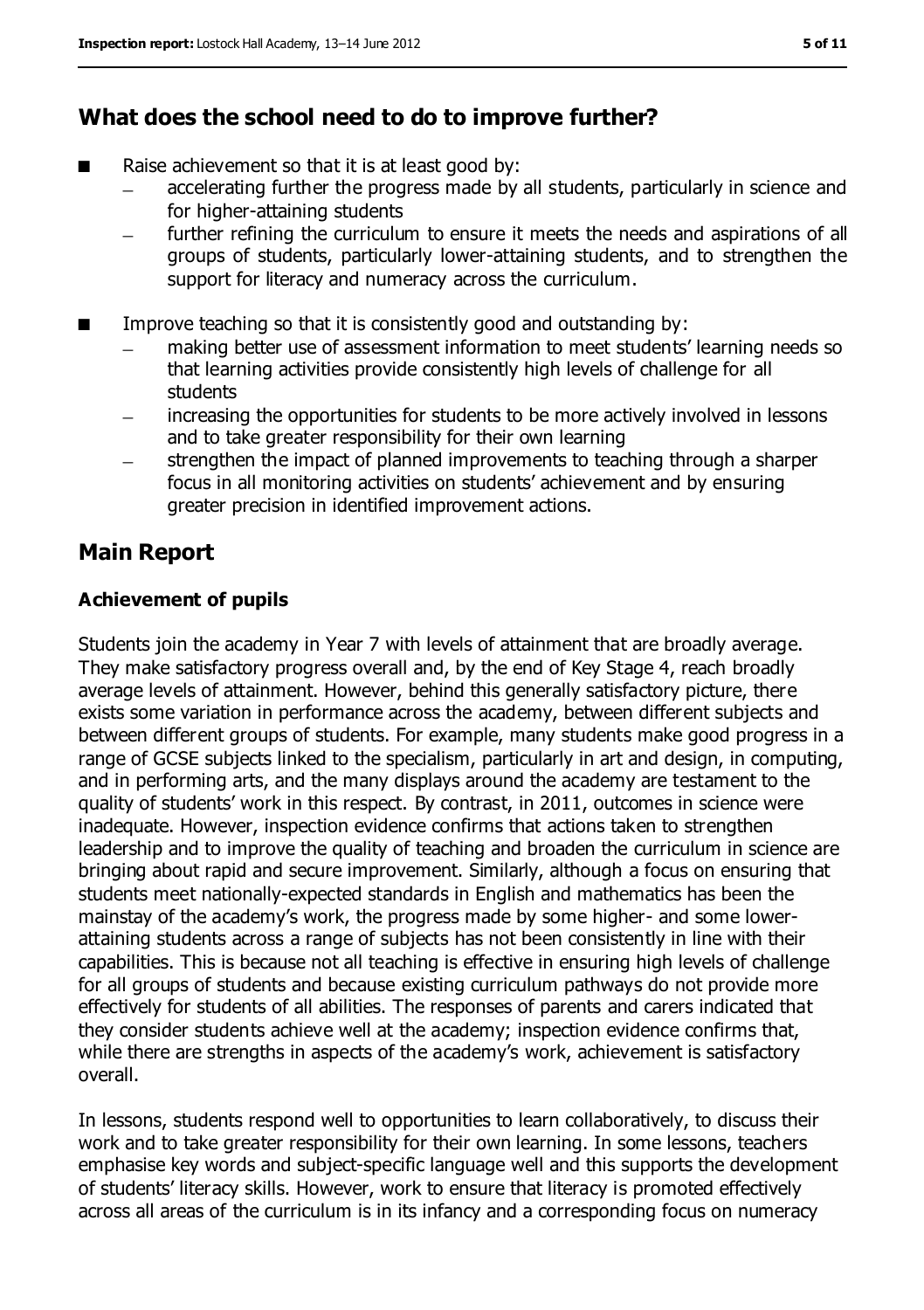## What does the school need to do to improve further?

- Raise achievement so that it is at least good by:
  - accelerating further the progress made by all students, particularly in science and for higher-attaining students
  - further refining the curriculum to ensure it meets the needs and aspirations of all groups of students, particularly lower-attaining students, and to strengthen the support for literacy and numeracy across the curriculum.
- Improve teaching so that it is consistently good and outstanding by:
  - making better use of assessment information to meet students' learning needs so that learning activities provide consistently high levels of challenge for all students
  - increasing the opportunities for students to be more actively involved in lessons and to take greater responsibility for their own learning
  - strengthen the impact of planned improvements to teaching through a sharper focus in all monitoring activities on students' achievement and by ensuring greater precision in identified improvement actions.

## Main Report

### Achievement of pupils

Students join the academy in Year 7 with levels of attainment that are broadly average. They make satisfactory progress overall and, by the end of Key Stage 4, reach broadly average levels of attainment. However, behind this generally satisfactory picture, there exists some variation in performance across the academy, between different subjects and between different groups of students. For example, many students make good progress in a range of GCSE subjects linked to the specialism, particularly in art and design, in computing, and in performing arts, and the many displays around the academy are testament to the quality of students' work in this respect. By contrast, in 2011, outcomes in science were inadequate. However, inspection evidence confirms that actions taken to strengthen leadership and to improve the quality of teaching and broaden the curriculum in science are bringing about rapid and secure improvement. Similarly, although a focus on ensuring that students meet nationally-expected standards in English and mathematics has been the mainstay of the academy's work, the progress made by some higher- and some lower-attaining students across a range of subjects has not been consistently in line with their capabilities. This is because not all teaching is effective in ensuring high levels of challenge for all groups of students and because existing curriculum pathways do not provide more effectively for students of all abilities. The responses of parents and carers indicated that they consider students achieve well at the academy; inspection evidence confirms that, while there are strengths in aspects of the academy's work, achievement is satisfactory overall.

In lessons, students respond well to opportunities to learn collaboratively, to discuss their work and to take greater responsibility for their own learning. In some lessons, teachers emphasise key words and subject-specific language well and this supports the development of students' literacy skills. However, work to ensure that literacy is promoted effectively across all areas of the curriculum is in its infancy and a corresponding focus on numeracy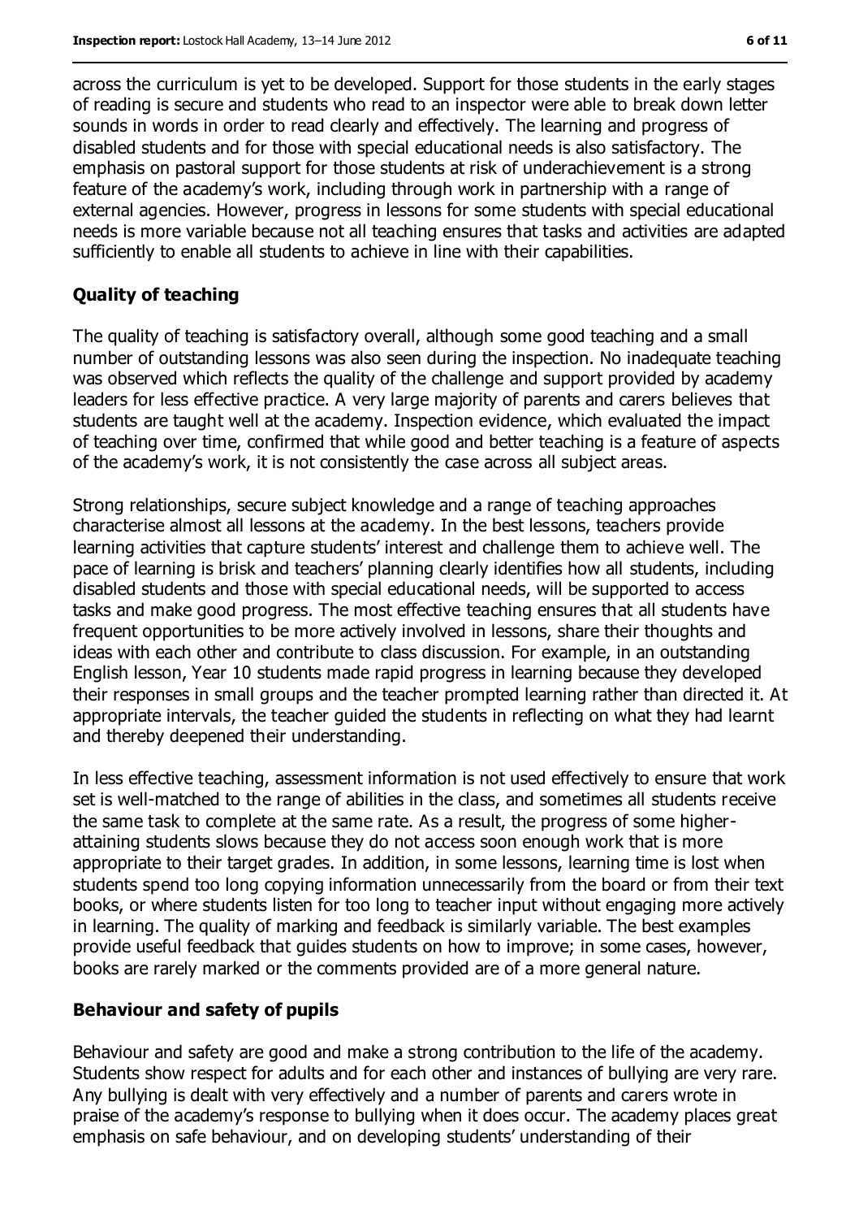across the curriculum is yet to be developed. Support for those students in the early stages of reading is secure and students who read to an inspector were able to break down letter sounds in words in order to read clearly and effectively. The learning and progress of disabled students and for those with special educational needs is also satisfactory. The emphasis on pastoral support for those students at risk of underachievement is a strong feature of the academy's work, including through work in partnership with a range of external agencies. However, progress in lessons for some students with special educational needs is more variable because not all teaching ensures that tasks and activities are adapted sufficiently to enable all students to achieve in line with their capabilities.

### Quality of teaching

The quality of teaching is satisfactory overall, although some good teaching and a small number of outstanding lessons was also seen during the inspection. No inadequate teaching was observed which reflects the quality of the challenge and support provided by academy leaders for less effective practice. A very large majority of parents and carers believes that students are taught well at the academy. Inspection evidence, which evaluated the impact of teaching over time, confirmed that while good and better teaching is a feature of aspects of the academy's work, it is not consistently the case across all subject areas.

Strong relationships, secure subject knowledge and a range of teaching approaches characterise almost all lessons at the academy. In the best lessons, teachers provide learning activities that capture students' interest and challenge them to achieve well. The pace of learning is brisk and teachers' planning clearly identifies how all students, including disabled students and those with special educational needs, will be supported to access tasks and make good progress. The most effective teaching ensures that all students have frequent opportunities to be more actively involved in lessons, share their thoughts and ideas with each other and contribute to class discussion. For example, in an outstanding English lesson, Year 10 students made rapid progress in learning because they developed their responses in small groups and the teacher prompted learning rather than directed it. At appropriate intervals, the teacher guided the students in reflecting on what they had learnt and thereby deepened their understanding.

In less effective teaching, assessment information is not used effectively to ensure that work set is well-matched to the range of abilities in the class, and sometimes all students receive the same task to complete at the same rate. As a result, the progress of some higher-attaining students slows because they do not access soon enough work that is more appropriate to their target grades. In addition, in some lessons, learning time is lost when students spend too long copying information unnecessarily from the board or from their text books, or where students listen for too long to teacher input without engaging more actively in learning. The quality of marking and feedback is similarly variable. The best examples provide useful feedback that guides students on how to improve; in some cases, however, books are rarely marked or the comments provided are of a more general nature.

### Behaviour and safety of pupils

Behaviour and safety are good and make a strong contribution to the life of the academy. Students show respect for adults and for each other and instances of bullying are very rare. Any bullying is dealt with very effectively and a number of parents and carers wrote in praise of the academy's response to bullying when it does occur. The academy places great emphasis on safe behaviour, and on developing students' understanding of their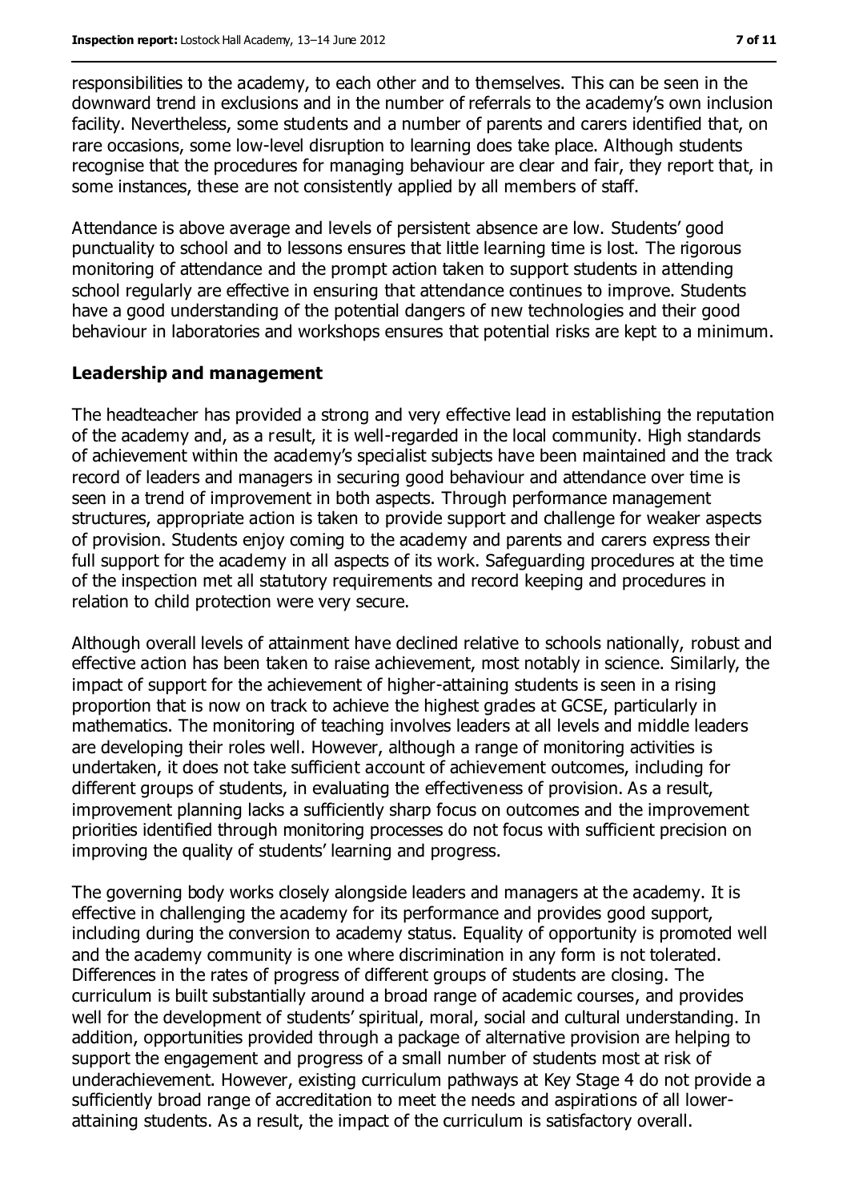responsibilities to the academy, to each other and to themselves. This can be seen in the downward trend in exclusions and in the number of referrals to the academy's own inclusion facility. Nevertheless, some students and a number of parents and carers identified that, on rare occasions, some low-level disruption to learning does take place. Although students recognise that the procedures for managing behaviour are clear and fair, they report that, in some instances, these are not consistently applied by all members of staff.

Attendance is above average and levels of persistent absence are low. Students' good punctuality to school and to lessons ensures that little learning time is lost. The rigorous monitoring of attendance and the prompt action taken to support students in attending school regularly are effective in ensuring that attendance continues to improve. Students have a good understanding of the potential dangers of new technologies and their good behaviour in laboratories and workshops ensures that potential risks are kept to a minimum.

### Leadership and management

The headteacher has provided a strong and very effective lead in establishing the reputation of the academy and, as a result, it is well-regarded in the local community. High standards of achievement within the academy's specialist subjects have been maintained and the track record of leaders and managers in securing good behaviour and attendance over time is seen in a trend of improvement in both aspects. Through performance management structures, appropriate action is taken to provide support and challenge for weaker aspects of provision. Students enjoy coming to the academy and parents and carers express their full support for the academy in all aspects of its work. Safeguarding procedures at the time of the inspection met all statutory requirements and record keeping and procedures in relation to child protection were very secure.

Although overall levels of attainment have declined relative to schools nationally, robust and effective action has been taken to raise achievement, most notably in science. Similarly, the impact of support for the achievement of higher-attaining students is seen in a rising proportion that is now on track to achieve the highest grades at GCSE, particularly in mathematics. The monitoring of teaching involves leaders at all levels and middle leaders are developing their roles well. However, although a range of monitoring activities is undertaken, it does not take sufficient account of achievement outcomes, including for different groups of students, in evaluating the effectiveness of provision. As a result, improvement planning lacks a sufficiently sharp focus on outcomes and the improvement priorities identified through monitoring processes do not focus with sufficient precision on improving the quality of students' learning and progress.

The governing body works closely alongside leaders and managers at the academy. It is effective in challenging the academy for its performance and provides good support, including during the conversion to academy status. Equality of opportunity is promoted well and the academy community is one where discrimination in any form is not tolerated. Differences in the rates of progress of different groups of students are closing. The curriculum is built substantially around a broad range of academic courses, and provides well for the development of students' spiritual, moral, social and cultural understanding. In addition, opportunities provided through a package of alternative provision are helping to support the engagement and progress of a small number of students most at risk of underachievement. However, existing curriculum pathways at Key Stage 4 do not provide a sufficiently broad range of accreditation to meet the needs and aspirations of all lower-attaining students. As a result, the impact of the curriculum is satisfactory overall.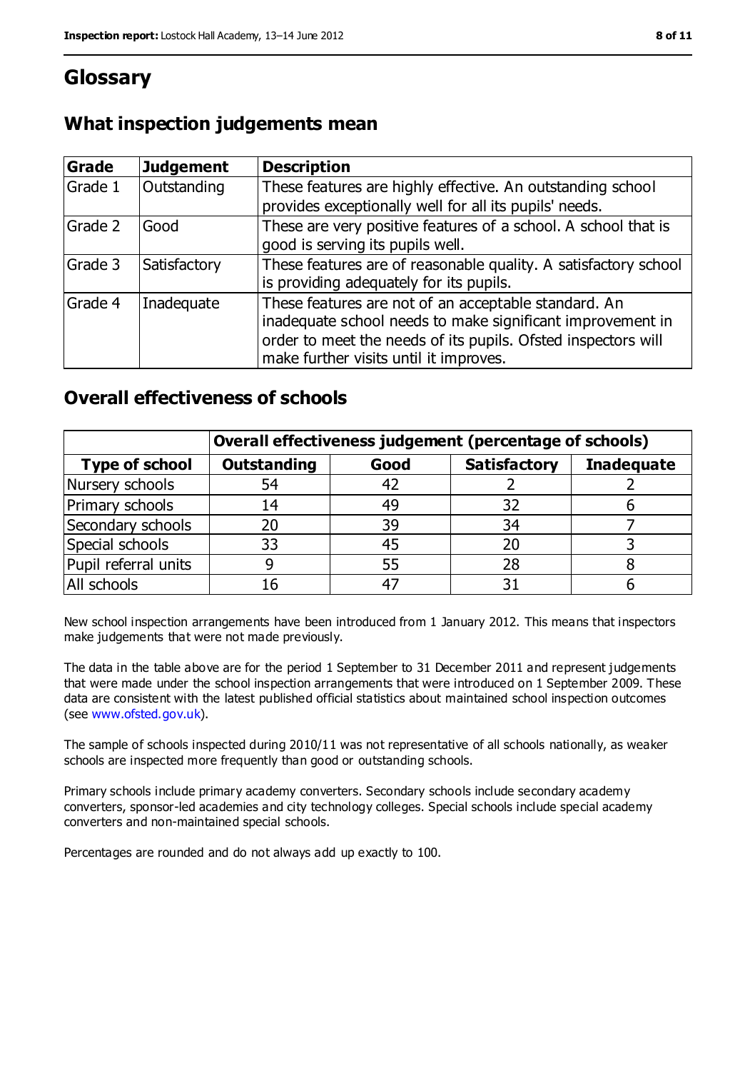# Glossary

## What inspection judgements mean

| Grade | Judgement | Description |
|---|---|---|
| Grade 1 | Outstanding | These features are highly effective. An outstanding school provides exceptionally well for all its pupils' needs. |
| Grade 2 | Good | These are very positive features of a school. A school that is good is serving its pupils well. |
| Grade 3 | Satisfactory | These features are of reasonable quality. A satisfactory school is providing adequately for its pupils. |
| Grade 4 | Inadequate | These features are not of an acceptable standard. An inadequate school needs to make significant improvement in order to meet the needs of its pupils. Ofsted inspectors will make further visits until it improves. |

## Overall effectiveness of schools

| | Overall effectiveness judgement (percentage of schools) | | | |
|---|---|---|---|---|
| **Type of school** | **Outstanding** | **Good** | **Satisfactory** | **Inadequate** |
| Nursery schools | 54 | 42 | 2 | 2 |
| Primary schools | 14 | 49 | 32 | 6 |
| Secondary schools | 20 | 39 | 34 | 7 |
| Special schools | 33 | 45 | 20 | 3 |
| Pupil referral units | 9 | 55 | 28 | 8 |
| All schools | 16 | 47 | 31 | 6 |

New school inspection arrangements have been introduced from 1 January 2012. This means that inspectors make judgements that were not made previously.

The data in the table above are for the period 1 September to 31 December 2011 and represent judgements that were made under the school inspection arrangements that were introduced on 1 September 2009. These data are consistent with the latest published official statistics about maintained school inspection outcomes (see www.ofsted.gov.uk).

The sample of schools inspected during 2010/11 was not representative of all schools nationally, as weaker schools are inspected more frequently than good or outstanding schools.

Primary schools include primary academy converters. Secondary schools include secondary academy converters, sponsor-led academies and city technology colleges. Special schools include special academy converters and non-maintained special schools.

Percentages are rounded and do not always add up exactly to 100.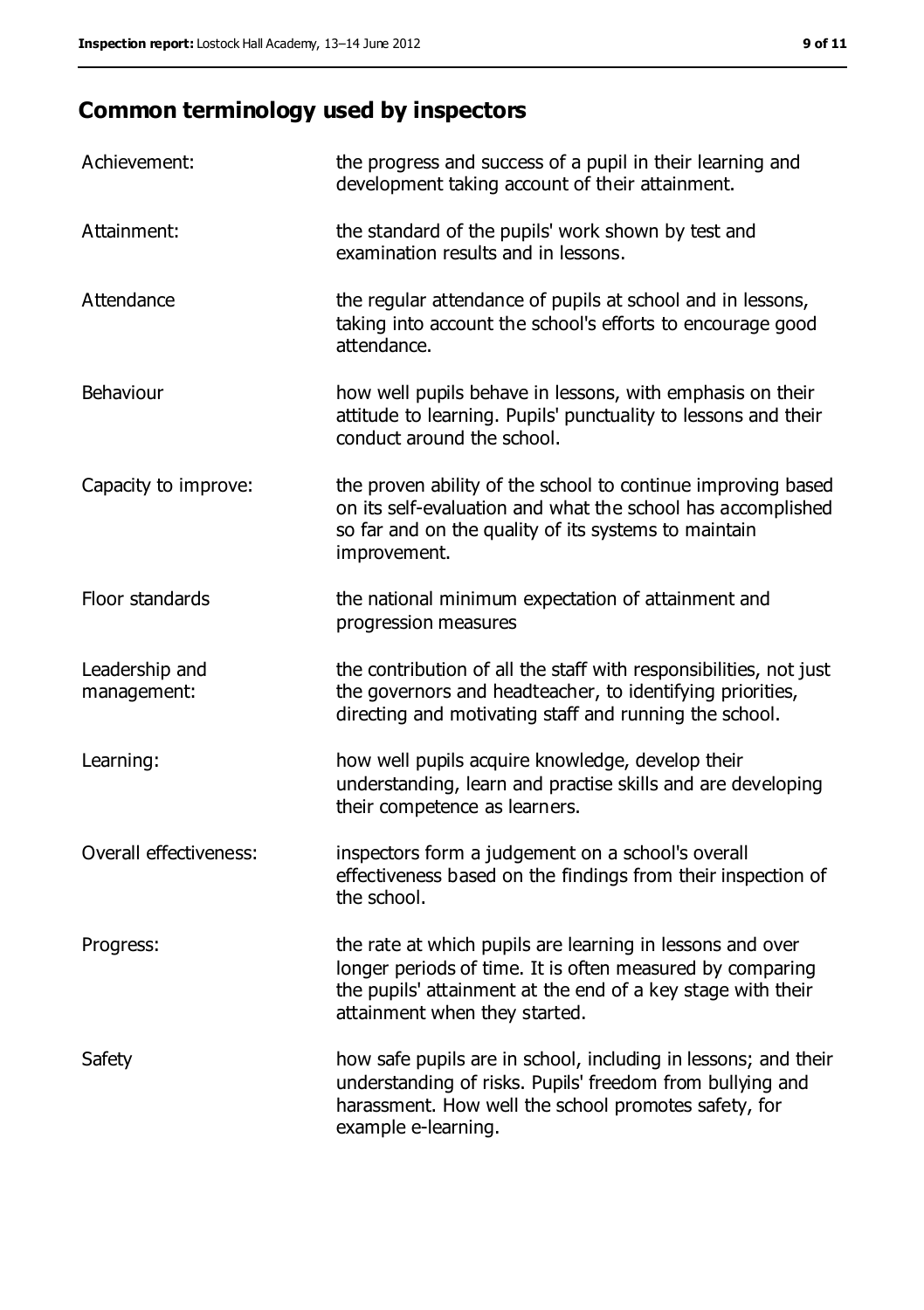## Common terminology used by inspectors

| | |
|---|---|
| Achievement: | the progress and success of a pupil in their learning and development taking account of their attainment. |
| Attainment: | the standard of the pupils' work shown by test and examination results and in lessons. |
| Attendance | the regular attendance of pupils at school and in lessons, taking into account the school's efforts to encourage good attendance. |
| Behaviour | how well pupils behave in lessons, with emphasis on their attitude to learning. Pupils' punctuality to lessons and their conduct around the school. |
| Capacity to improve: | the proven ability of the school to continue improving based on its self-evaluation and what the school has accomplished so far and on the quality of its systems to maintain improvement. |
| Floor standards | the national minimum expectation of attainment and progression measures |
| Leadership and management: | the contribution of all the staff with responsibilities, not just the governors and headteacher, to identifying priorities, directing and motivating staff and running the school. |
| Learning: | how well pupils acquire knowledge, develop their understanding, learn and practise skills and are developing their competence as learners. |
| Overall effectiveness: | inspectors form a judgement on a school's overall effectiveness based on the findings from their inspection of the school. |
| Progress: | the rate at which pupils are learning in lessons and over longer periods of time. It is often measured by comparing the pupils' attainment at the end of a key stage with their attainment when they started. |
| Safety | how safe pupils are in school, including in lessons; and their understanding of risks. Pupils' freedom from bullying and harassment. How well the school promotes safety, for example e-learning. |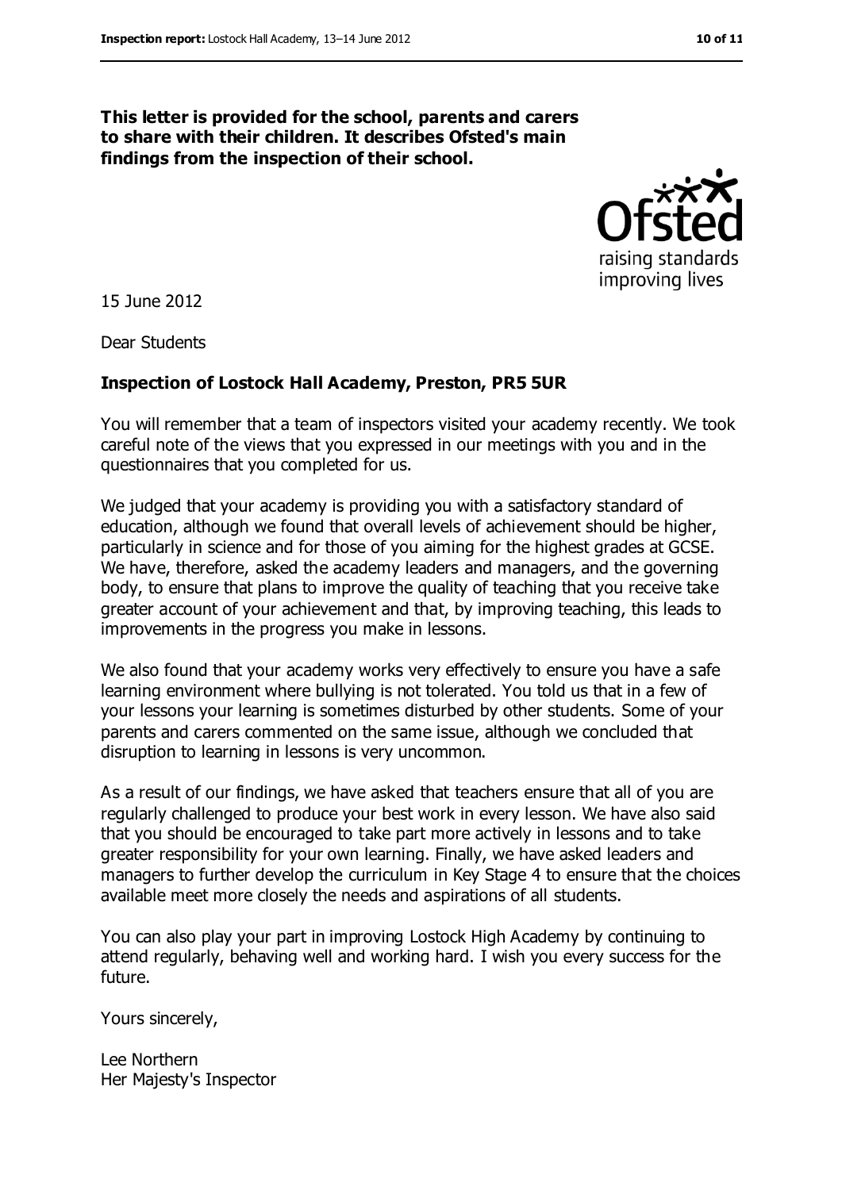**This letter is provided for the school, parents and carers to share with their children. It describes Ofsted's main findings from the inspection of their school.**

15 June 2012

Dear Students

**Inspection of Lostock Hall Academy, Preston, PR5 5UR**

You will remember that a team of inspectors visited your academy recently. We took careful note of the views that you expressed in our meetings with you and in the questionnaires that you completed for us.

We judged that your academy is providing you with a satisfactory standard of education, although we found that overall levels of achievement should be higher, particularly in science and for those of you aiming for the highest grades at GCSE. We have, therefore, asked the academy leaders and managers, and the governing body, to ensure that plans to improve the quality of teaching that you receive take greater account of your achievement and that, by improving teaching, this leads to improvements in the progress you make in lessons.

We also found that your academy works very effectively to ensure you have a safe learning environment where bullying is not tolerated. You told us that in a few of your lessons your learning is sometimes disturbed by other students. Some of your parents and carers commented on the same issue, although we concluded that disruption to learning in lessons is very uncommon.

As a result of our findings, we have asked that teachers ensure that all of you are regularly challenged to produce your best work in every lesson. We have also said that you should be encouraged to take part more actively in lessons and to take greater responsibility for your own learning. Finally, we have asked leaders and managers to further develop the curriculum in Key Stage 4 to ensure that the choices available meet more closely the needs and aspirations of all students.

You can also play your part in improving Lostock High Academy by continuing to attend regularly, behaving well and working hard. I wish you every success for the future.

Yours sincerely,

Lee Northern
Her Majesty's Inspector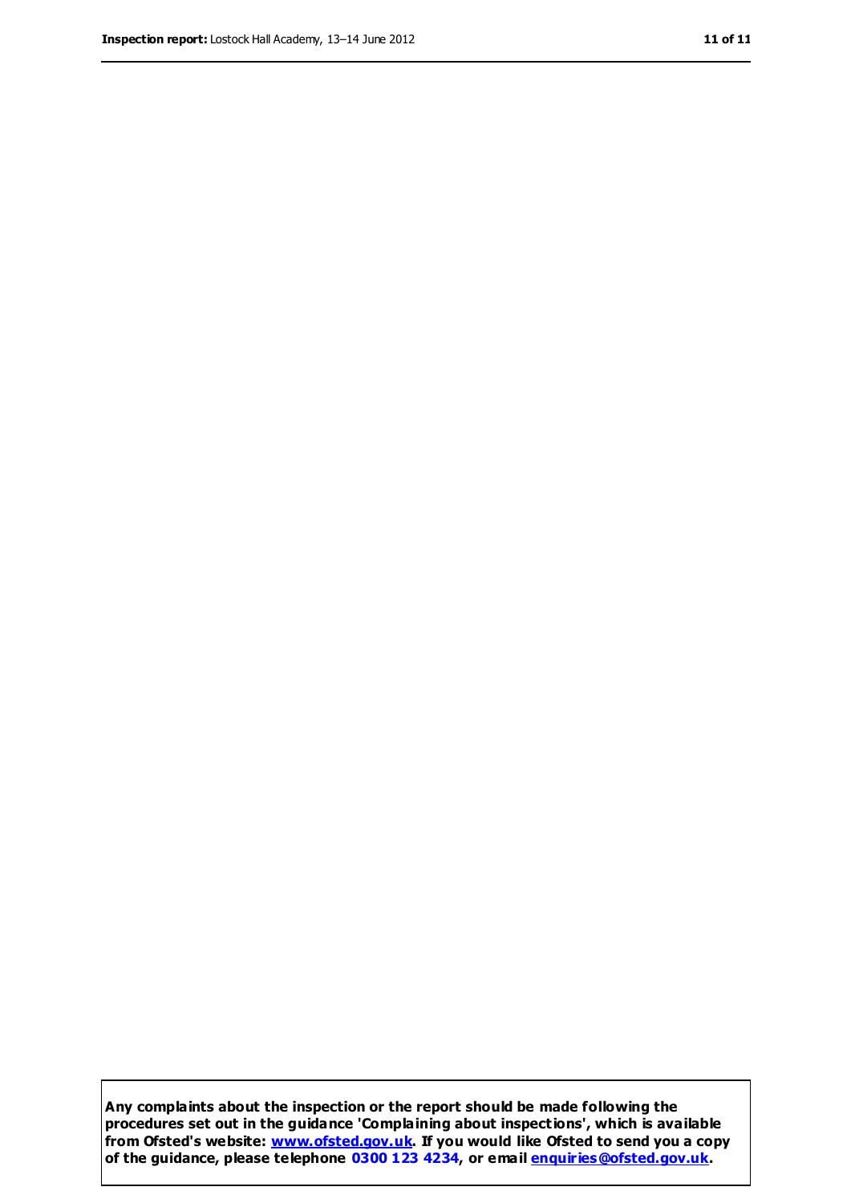**Any complaints about the inspection or the report should be made following the procedures set out in the guidance 'Complaining about inspections', which is available from Ofsted's website: [www.ofsted.gov.uk](http://www.ofsted.gov.uk). If you would like Ofsted to send you a copy of the guidance, please telephone 0300 123 4234, or email [enquiries@ofsted.gov.uk](mailto:enquiries@ofsted.gov.uk).**